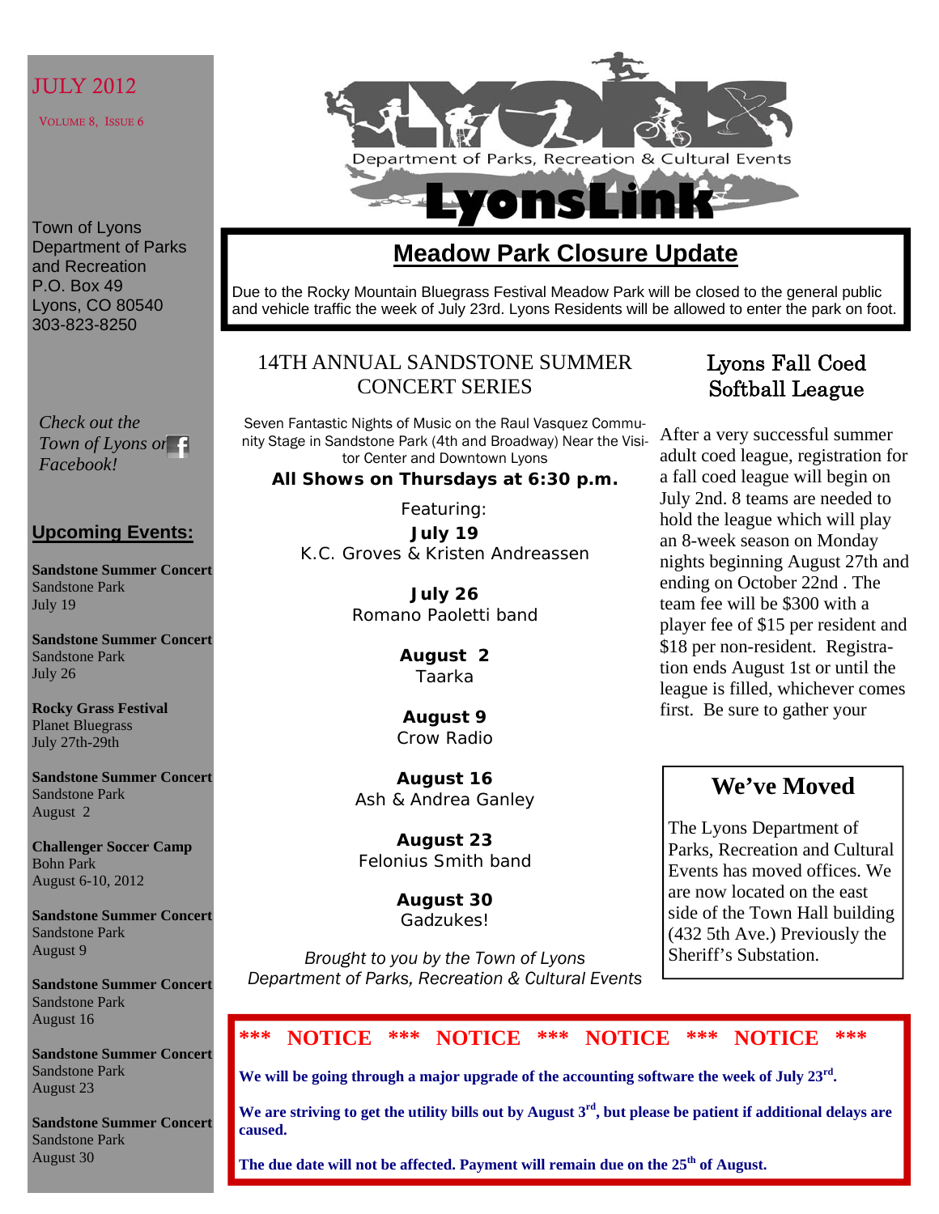JULY 2012

VOLUME 8, ISSUE 6

Town of Lyons
Department of Parks and Recreation
P.O. Box 49
Lyons, CO 80540
303-823-8250

*Check out the Town of Lyons on Facebook!*

## Upcoming Events:

**Sandstone Summer Concert**
Sandstone Park
July 19

**Sandstone Summer Concert**
Sandstone Park
July 26

**Rocky Grass Festival**
Planet Bluegrass
July 27th-29th

**Sandstone Summer Concert**
Sandstone Park
August 2

**Challenger Soccer Camp**
Bohn Park
August 6-10, 2012

**Sandstone Summer Concert**
Sandstone Park
August 9

**Sandstone Summer Concert**
Sandstone Park
August 16

**Sandstone Summer Concert**
Sandstone Park
August 23

**Sandstone Summer Concert**
Sandstone Park
August 30

# LYONS Department of Parks, Recreation & Cultural Events — LyonsLink

## Meadow Park Closure Update

Due to the Rocky Mountain Bluegrass Festival Meadow Park will be closed to the general public and vehicle traffic the week of July 23rd. Lyons Residents will be allowed to enter the park on foot.

## 14TH ANNUAL SANDSTONE SUMMER CONCERT SERIES

Seven Fantastic Nights of Music on the Raul Vasquez Community Stage in Sandstone Park (4th and Broadway) Near the Visitor Center and Downtown Lyons

**All Shows on Thursdays at 6:30 p.m.**

Featuring:

**July 19**
K.C. Groves & Kristen Andreassen

**July 26**
Romano Paoletti band

**August 2**
Taarka

**August 9**
Crow Radio

**August 16**
Ash & Andrea Ganley

**August 23**
Felonius Smith band

**August 30**
Gadzukes!

*Brought to you by the Town of Lyons Department of Parks, Recreation & Cultural Events*

## Lyons Fall Coed Softball League

After a very successful summer adult coed league, registration for a fall coed league will begin on July 2nd. 8 teams are needed to hold the league which will play an 8-week season on Monday nights beginning August 27th and ending on October 22nd . The team fee will be $300 with a player fee of $15 per resident and $18 per non-resident. Registration ends August 1st or until the league is filled, whichever comes first. Be sure to gather your

## We've Moved

The Lyons Department of Parks, Recreation and Cultural Events has moved offices. We are now located on the east side of the Town Hall building (432 5th Ave.) Previously the Sheriff's Substation.

**\*\*\* NOTICE \*\*\* NOTICE \*\*\* NOTICE \*\*\* NOTICE \*\*\***

**We will be going through a major upgrade of the accounting software the week of July 23rd.**

**We are striving to get the utility bills out by August 3rd, but please be patient if additional delays are caused.**

**The due date will not be affected. Payment will remain due on the 25th of August.**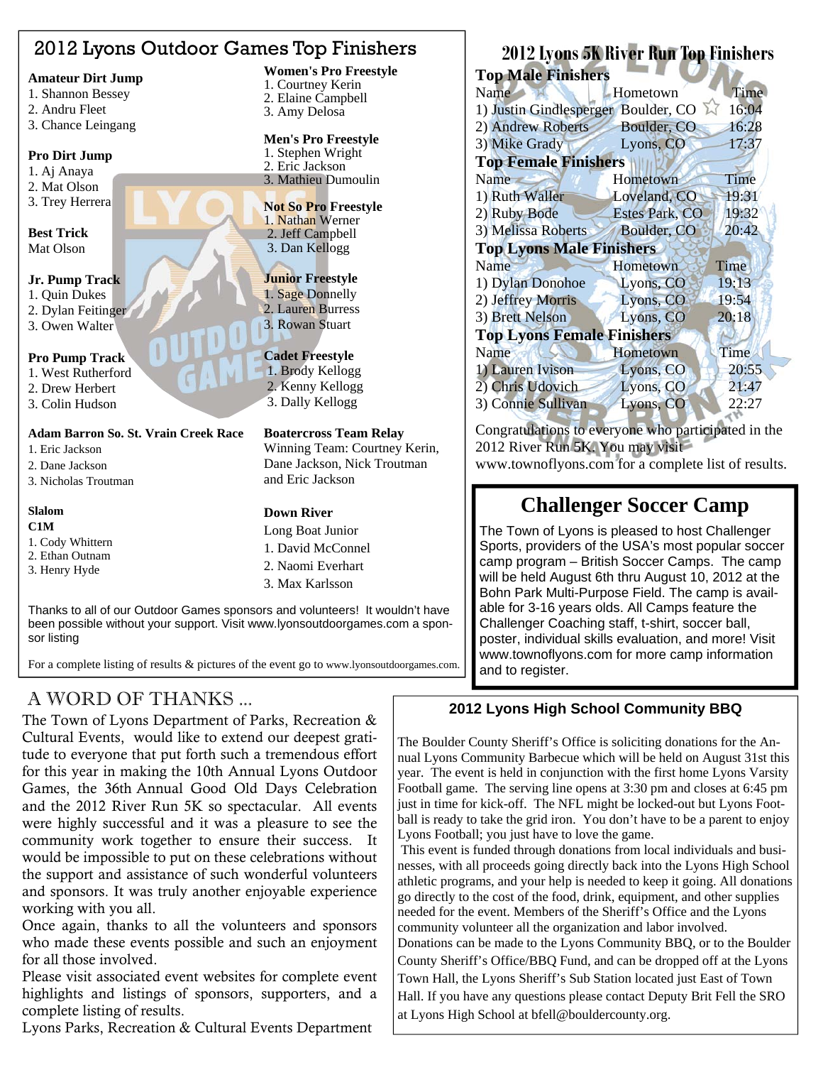## 2012 Lyons Outdoor Games Top Finishers

**Amateur Dirt Jump**
1. Shannon Bessey
2. Andru Fleet
3. Chance Leingang

**Pro Dirt Jump**
1. Aj Anaya
2. Mat Olson
3. Trey Herrera

**Best Trick**
Mat Olson

**Jr. Pump Track**
1. Quin Dukes
2. Dylan Feitinger
3. Owen Walter

**Pro Pump Track**
1. West Rutherford
2. Drew Herbert
3. Colin Hudson

**Adam Barron So. St. Vrain Creek Race**
1. Eric Jackson
2. Dane Jackson
3. Nicholas Troutman

**Slalom**
**C1M**
1. Cody Whittern
2. Ethan Outnam
3. Henry Hyde

**Women's Pro Freestyle**
1. Courtney Kerin
2. Elaine Campbell
3. Amy Delosa

**Men's Pro Freestyle**
1. Stephen Wright
2. Eric Jackson
3. Mathieu Dumoulin

**Not So Pro Freestyle**
1. Nathan Werner
2. Jeff Campbell
3. Dan Kellogg

**Junior Freestyle**
1. Sage Donnelly
2. Lauren Burress
3. Rowan Stuart

**Cadet Freestyle**
1. Brody Kellogg
2. Kenny Kellogg
3. Dally Kellogg

**Boatercross Team Relay**
Winning Team: Courtney Kerin, Dane Jackson, Nick Troutman and Eric Jackson

**Down River**
Long Boat Junior
1. David McConnel
2. Naomi Everhart
3. Max Karlsson

Thanks to all of our Outdoor Games sponsors and volunteers! It wouldn't have been possible without your support. Visit www.lyonsoutdoorgames.com a sponsor listing

For a complete listing of results & pictures of the event go to www.lyonsoutdoorgames.com.

## 2012 Lyons 5K River Run Top Finishers

**Top Male Finishers**

| Name | Hometown | Time |
|---|---|---|
| 1) Justin Gindlesperger | Boulder, CO | 16:04 |
| 2) Andrew Roberts | Boulder, CO | 16:28 |
| 3) Mike Grady | Lyons, CO | 17:37 |

**Top Female Finishers**

| Name | Hometown | Time |
|---|---|---|
| 1) Ruth Waller | Loveland, CO | 19:31 |
| 2) Ruby Bode | Estes Park, CO | 19:32 |
| 3) Melissa Roberts | Boulder, CO | 20:42 |

**Top Lyons Male Finishers**

| Name | Hometown | Time |
|---|---|---|
| 1) Dylan Donohoe | Lyons, CO | 19:13 |
| 2) Jeffrey Morris | Lyons, CO | 19:54 |
| 3) Brett Nelson | Lyons, CO | 20:18 |

**Top Lyons Female Finishers**

| Name | Hometown | Time |
|---|---|---|
| 1) Lauren Ivison | Lyons, CO | 20:55 |
| 2) Chris Udovich | Lyons, CO | 21:47 |
| 3) Connie Sullivan | Lyons, CO | 22:27 |

Congratulations to everyone who participated in the 2012 River Run 5K. You may visit www.townoflyons.com for a complete list of results.

## Challenger Soccer Camp

The Town of Lyons is pleased to host Challenger Sports, providers of the USA's most popular soccer camp program – British Soccer Camps. The camp will be held August 6th thru August 10, 2012 at the Bohn Park Multi-Purpose Field. The camp is available for 3-16 years olds. All Camps feature the Challenger Coaching staff, t-shirt, soccer ball, poster, individual skills evaluation, and more! Visit www.townoflyons.com for more camp information and to register.

## A WORD OF THANKS ...

The Town of Lyons Department of Parks, Recreation & Cultural Events, would like to extend our deepest gratitude to everyone that put forth such a tremendous effort for this year in making the 10th Annual Lyons Outdoor Games, the 36th Annual Good Old Days Celebration and the 2012 River Run 5K so spectacular. All events were highly successful and it was a pleasure to see the community work together to ensure their success. It would be impossible to put on these celebrations without the support and assistance of such wonderful volunteers and sponsors. It was truly another enjoyable experience working with you all.

Once again, thanks to all the volunteers and sponsors who made these events possible and such an enjoyment for all those involved.

Please visit associated event websites for complete event highlights and listings of sponsors, supporters, and a complete listing of results.

Lyons Parks, Recreation & Cultural Events Department

## 2012 Lyons High School Community BBQ

The Boulder County Sheriff's Office is soliciting donations for the Annual Lyons Community Barbecue which will be held on August 31st this year. The event is held in conjunction with the first home Lyons Varsity Football game. The serving line opens at 3:30 pm and closes at 6:45 pm just in time for kick-off. The NFL might be locked-out but Lyons Football is ready to take the grid iron. You don't have to be a parent to enjoy Lyons Football; you just have to love the game.

This event is funded through donations from local individuals and businesses, with all proceeds going directly back into the Lyons High School athletic programs, and your help is needed to keep it going. All donations go directly to the cost of the food, drink, equipment, and other supplies needed for the event. Members of the Sheriff's Office and the Lyons community volunteer all the organization and labor involved.

Donations can be made to the Lyons Community BBQ, or to the Boulder County Sheriff's Office/BBQ Fund, and can be dropped off at the Lyons Town Hall, the Lyons Sheriff's Sub Station located just East of Town Hall. If you have any questions please contact Deputy Brit Fell the SRO at Lyons High School at bfell@bouldercounty.org.